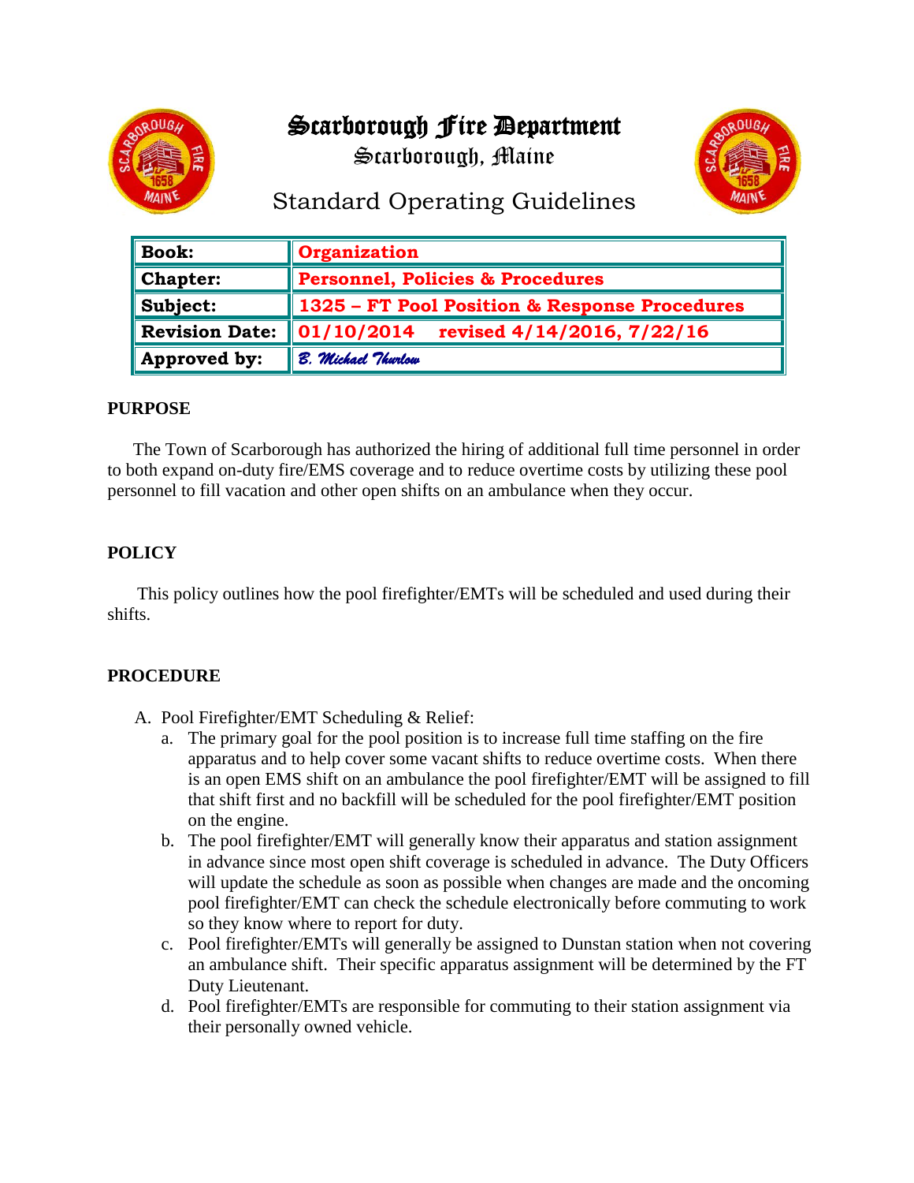# Scarborough Fire Department

Scarborough, Maine

## Standard Operating Guidelines

| | |
|---|---|
| **Book:** | **Organization** |
| **Chapter:** | **Personnel, Policies & Procedures** |
| **Subject:** | **1325 – FT Pool Position & Response Procedures** |
| **Revision Date:** | **01/10/2014 revised 4/14/2016, 7/22/16** |
| **Approved by:** | *B. Michael Thurlow* |

**PURPOSE**

The Town of Scarborough has authorized the hiring of additional full time personnel in order to both expand on-duty fire/EMS coverage and to reduce overtime costs by utilizing these pool personnel to fill vacation and other open shifts on an ambulance when they occur.

**POLICY**

This policy outlines how the pool firefighter/EMTs will be scheduled and used during their shifts.

**PROCEDURE**

A. Pool Firefighter/EMT Scheduling & Relief:
   a. The primary goal for the pool position is to increase full time staffing on the fire apparatus and to help cover some vacant shifts to reduce overtime costs. When there is an open EMS shift on an ambulance the pool firefighter/EMT will be assigned to fill that shift first and no backfill will be scheduled for the pool firefighter/EMT position on the engine.
   b. The pool firefighter/EMT will generally know their apparatus and station assignment in advance since most open shift coverage is scheduled in advance. The Duty Officers will update the schedule as soon as possible when changes are made and the oncoming pool firefighter/EMT can check the schedule electronically before commuting to work so they know where to report for duty.
   c. Pool firefighter/EMTs will generally be assigned to Dunstan station when not covering an ambulance shift. Their specific apparatus assignment will be determined by the FT Duty Lieutenant.
   d. Pool firefighter/EMTs are responsible for commuting to their station assignment via their personally owned vehicle.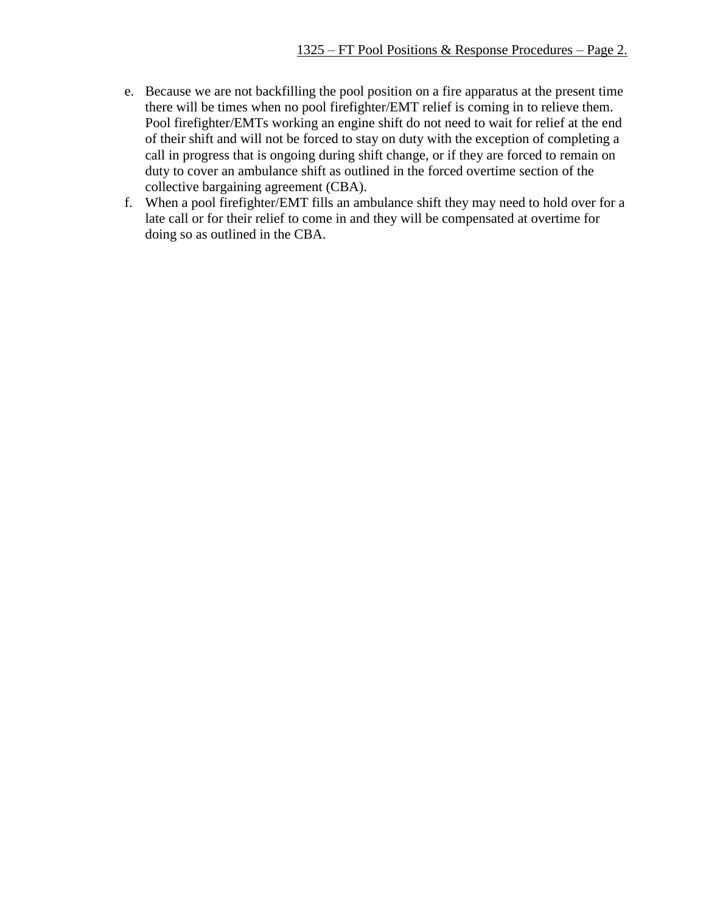e. Because we are not backfilling the pool position on a fire apparatus at the present time there will be times when no pool firefighter/EMT relief is coming in to relieve them. Pool firefighter/EMTs working an engine shift do not need to wait for relief at the end of their shift and will not be forced to stay on duty with the exception of completing a call in progress that is ongoing during shift change, or if they are forced to remain on duty to cover an ambulance shift as outlined in the forced overtime section of the collective bargaining agreement (CBA).

f. When a pool firefighter/EMT fills an ambulance shift they may need to hold over for a late call or for their relief to come in and they will be compensated at overtime for doing so as outlined in the CBA.